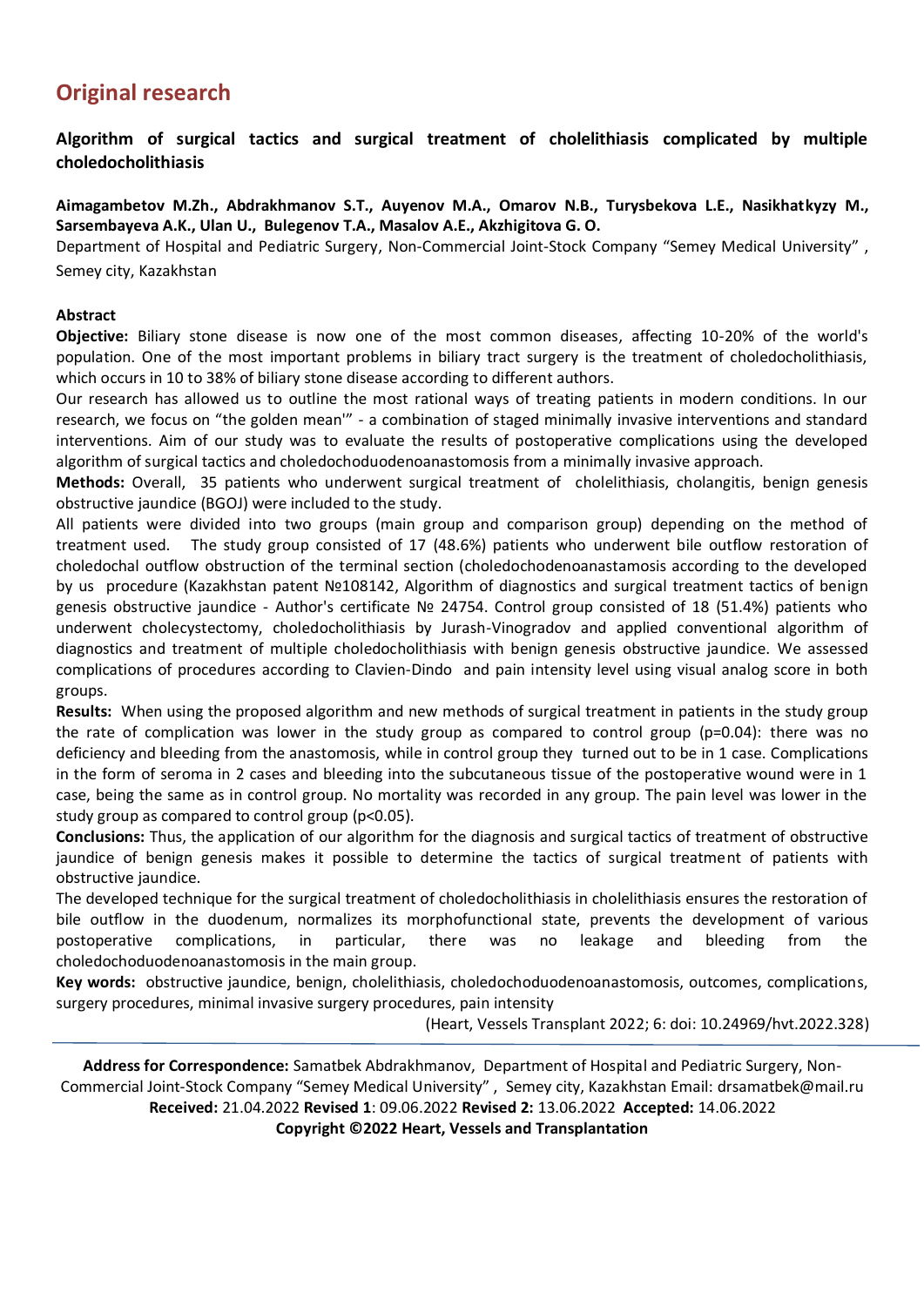# Original research

## Algorithm of surgical tactics and surgical treatment of cholelithiasis complicated by multiple choledocholithiasis

**Aimagambetov M.Zh., Abdrakhmanov S.T., Auyenov M.A., Omarov N.B., Turysbekova L.E., Nasikhatkyzy M., Sarsembayeva A.K., Ulan U., Bulegenov T.A., Masalov A.E., Akzhigitova G. O.**

Department of Hospital and Pediatric Surgery, Non-Commercial Joint-Stock Company "Semey Medical University", Semey city, Kazakhstan

### Abstract

**Objective:** Biliary stone disease is now one of the most common diseases, affecting 10-20% of the world's population. One of the most important problems in biliary tract surgery is the treatment of choledocholithiasis, which occurs in 10 to 38% of biliary stone disease according to different authors.

Our research has allowed us to outline the most rational ways of treating patients in modern conditions. In our research, we focus on "the golden mean'" - a combination of staged minimally invasive interventions and standard interventions. Aim of our study was to evaluate the results of postoperative complications using the developed algorithm of surgical tactics and choledochoduodenoanastomosis from a minimally invasive approach.

**Methods:** Overall, 35 patients who underwent surgical treatment of cholelithiasis, cholangitis, benign genesis obstructive jaundice (BGOJ) were included to the study.

All patients were divided into two groups (main group and comparison group) depending on the method of treatment used. The study group consisted of 17 (48.6%) patients who underwent bile outflow restoration of choledochal outflow obstruction of the terminal section (choledochodenoanastamosis according to the developed by us procedure (Kazakhstan patent №108142, Algorithm of diagnostics and surgical treatment tactics of benign genesis obstructive jaundice - Author's certificate № 24754. Control group consisted of 18 (51.4%) patients who underwent cholecystectomy, choledocholithiasis by Jurash-Vinogradov and applied conventional algorithm of diagnostics and treatment of multiple choledocholithiasis with benign genesis obstructive jaundice. We assessed complications of procedures according to Clavien-Dindo and pain intensity level using visual analog score in both groups.

**Results:** When using the proposed algorithm and new methods of surgical treatment in patients in the study group the rate of complication was lower in the study group as compared to control group ($p=0.04$): there was no deficiency and bleeding from the anastomosis, while in control group they turned out to be in 1 case. Complications in the form of seroma in 2 cases and bleeding into the subcutaneous tissue of the postoperative wound were in 1 case, being the same as in control group. No mortality was recorded in any group. The pain level was lower in the study group as compared to control group ($p<0.05$).

**Conclusions:** Thus, the application of our algorithm for the diagnosis and surgical tactics of treatment of obstructive jaundice of benign genesis makes it possible to determine the tactics of surgical treatment of patients with obstructive jaundice.

The developed technique for the surgical treatment of choledocholithiasis in cholelithiasis ensures the restoration of bile outflow in the duodenum, normalizes its morphofunctional state, prevents the development of various postoperative complications, in particular, there was no leakage and bleeding from the choledochoduodenoanastomosis in the main group.

**Key words:** obstructive jaundice, benign, cholelithiasis, choledochoduodenoanastomosis, outcomes, complications, surgery procedures, minimal invasive surgery procedures, pain intensity

(Heart, Vessels Transplant 2022; 6: doi: 10.24969/hvt.2022.328)

---

**Address for Correspondence:** Samatbek Abdrakhmanov, Department of Hospital and Pediatric Surgery, Non-Commercial Joint-Stock Company "Semey Medical University", Semey city, Kazakhstan Email: drsamatbek@mail.ru

**Received:** 21.04.2022 **Revised 1**: 09.06.2022 **Revised 2:** 13.06.2022 **Accepted:** 14.06.2022

**Copyright ©2022 Heart, Vessels and Transplantation**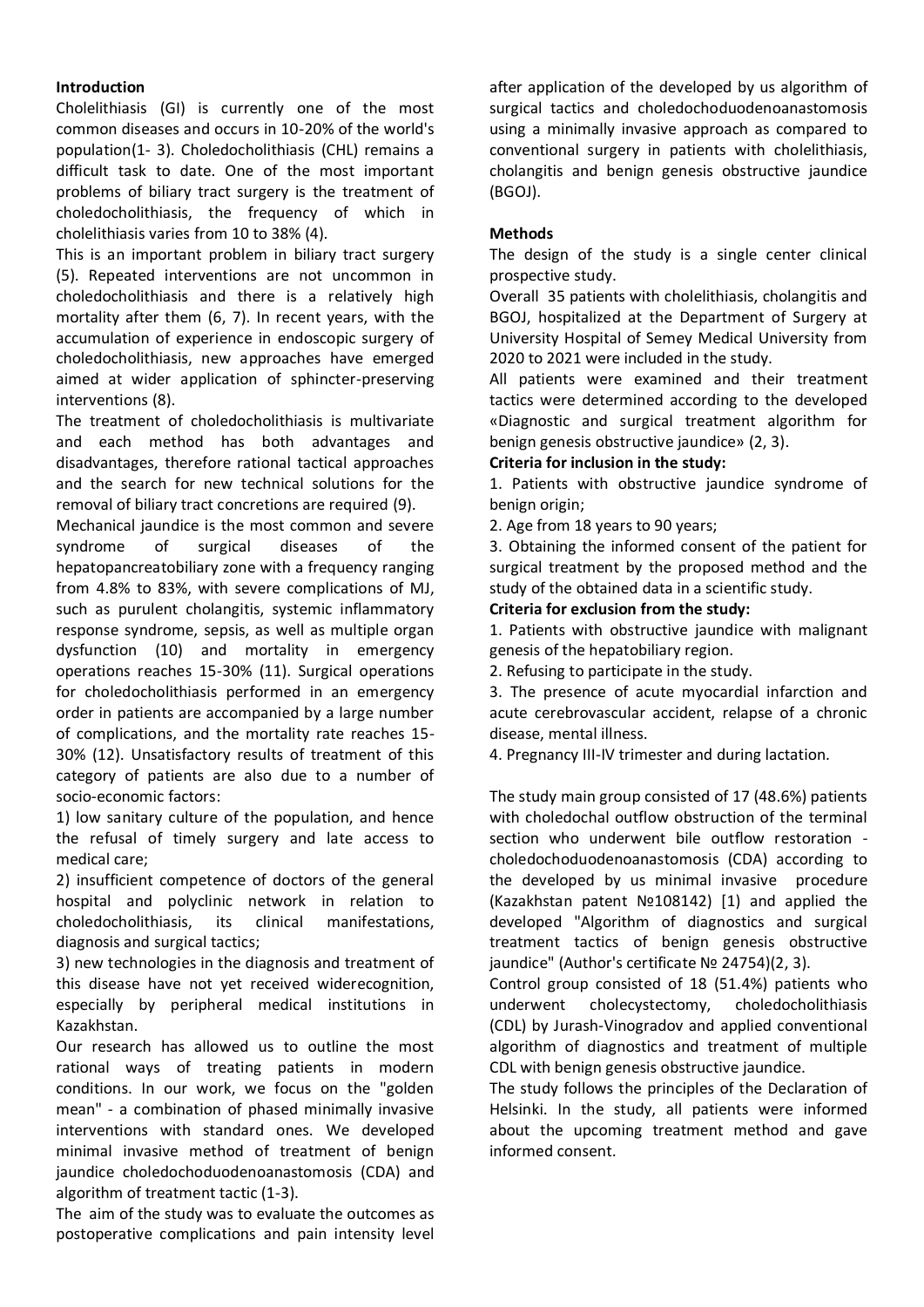## Introduction

Cholelithiasis (GI) is currently one of the most common diseases and occurs in 10-20% of the world's population(1- 3). Choledocholithiasis (CHL) remains a difficult task to date. One of the most important problems of biliary tract surgery is the treatment of choledocholithiasis, the frequency of which in cholelithiasis varies from 10 to 38% (4).

This is an important problem in biliary tract surgery (5). Repeated interventions are not uncommon in choledocholithiasis and there is a relatively high mortality after them (6, 7). In recent years, with the accumulation of experience in endoscopic surgery of choledocholithiasis, new approaches have emerged aimed at wider application of sphincter-preserving interventions (8).

The treatment of choledocholithiasis is multivariate and each method has both advantages and disadvantages, therefore rational tactical approaches and the search for new technical solutions for the removal of biliary tract concretions are required (9).

Mechanical jaundice is the most common and severe syndrome of surgical diseases of the hepatopancreatobiliary zone with a frequency ranging from 4.8% to 83%, with severe complications of MJ, such as purulent cholangitis, systemic inflammatory response syndrome, sepsis, as well as multiple organ dysfunction (10) and mortality in emergency operations reaches 15-30% (11). Surgical operations for choledocholithiasis performed in an emergency order in patients are accompanied by a large number of complications, and the mortality rate reaches 15-30% (12). Unsatisfactory results of treatment of this category of patients are also due to a number of socio-economic factors:

1) low sanitary culture of the population, and hence the refusal of timely surgery and late access to medical care;
2) insufficient competence of doctors of the general hospital and polyclinic network in relation to choledocholithiasis, its clinical manifestations, diagnosis and surgical tactics;
3) new technologies in the diagnosis and treatment of this disease have not yet received widerecognition, especially by peripheral medical institutions in Kazakhstan.

Our research has allowed us to outline the most rational ways of treating patients in modern conditions. In our work, we focus on the "golden mean" - a combination of phased minimally invasive interventions with standard ones. We developed minimal invasive method of treatment of benign jaundice choledochoduodenoanastomosis (CDA) and algorithm of treatment tactic (1-3).

The aim of the study was to evaluate the outcomes as postoperative complications and pain intensity level after application of the developed by us algorithm of surgical tactics and choledochoduodenoanastomosis using a minimally invasive approach as compared to conventional surgery in patients with cholelithiasis, cholangitis and benign genesis obstructive jaundice (BGOJ).

## Methods

The design of the study is a single center clinical prospective study.

Overall 35 patients with cholelithiasis, cholangitis and BGOJ, hospitalized at the Department of Surgery at University Hospital of Semey Medical University from 2020 to 2021 were included in the study.

All patients were examined and their treatment tactics were determined according to the developed «Diagnostic and surgical treatment algorithm for benign genesis obstructive jaundice» (2, 3).

**Criteria for inclusion in the study:**

1. Patients with obstructive jaundice syndrome of benign origin;
2. Age from 18 years to 90 years;
3. Obtaining the informed consent of the patient for surgical treatment by the proposed method and the study of the obtained data in a scientific study.

**Criteria for exclusion from the study:**

1. Patients with obstructive jaundice with malignant genesis of the hepatobiliary region.
2. Refusing to participate in the study.
3. The presence of acute myocardial infarction and acute cerebrovascular accident, relapse of a chronic disease, mental illness.
4. Pregnancy III-IV trimester and during lactation.

The study main group consisted of 17 (48.6%) patients with choledochal outflow obstruction of the terminal section who underwent bile outflow restoration - choledochoduodenoanastomosis (CDA) according to the developed by us minimal invasive procedure (Kazakhstan patent №108142) [1] and applied the developed "Algorithm of diagnostics and surgical treatment tactics of benign genesis obstructive jaundice" (Author's certificate № 24754)(2, 3).

Control group consisted of 18 (51.4%) patients who underwent cholecystectomy, choledocholithiasis (CDL) by Jurash-Vinogradov and applied conventional algorithm of diagnostics and treatment of multiple CDL with benign genesis obstructive jaundice.

The study follows the principles of the Declaration of Helsinki. In the study, all patients were informed about the upcoming treatment method and gave informed consent.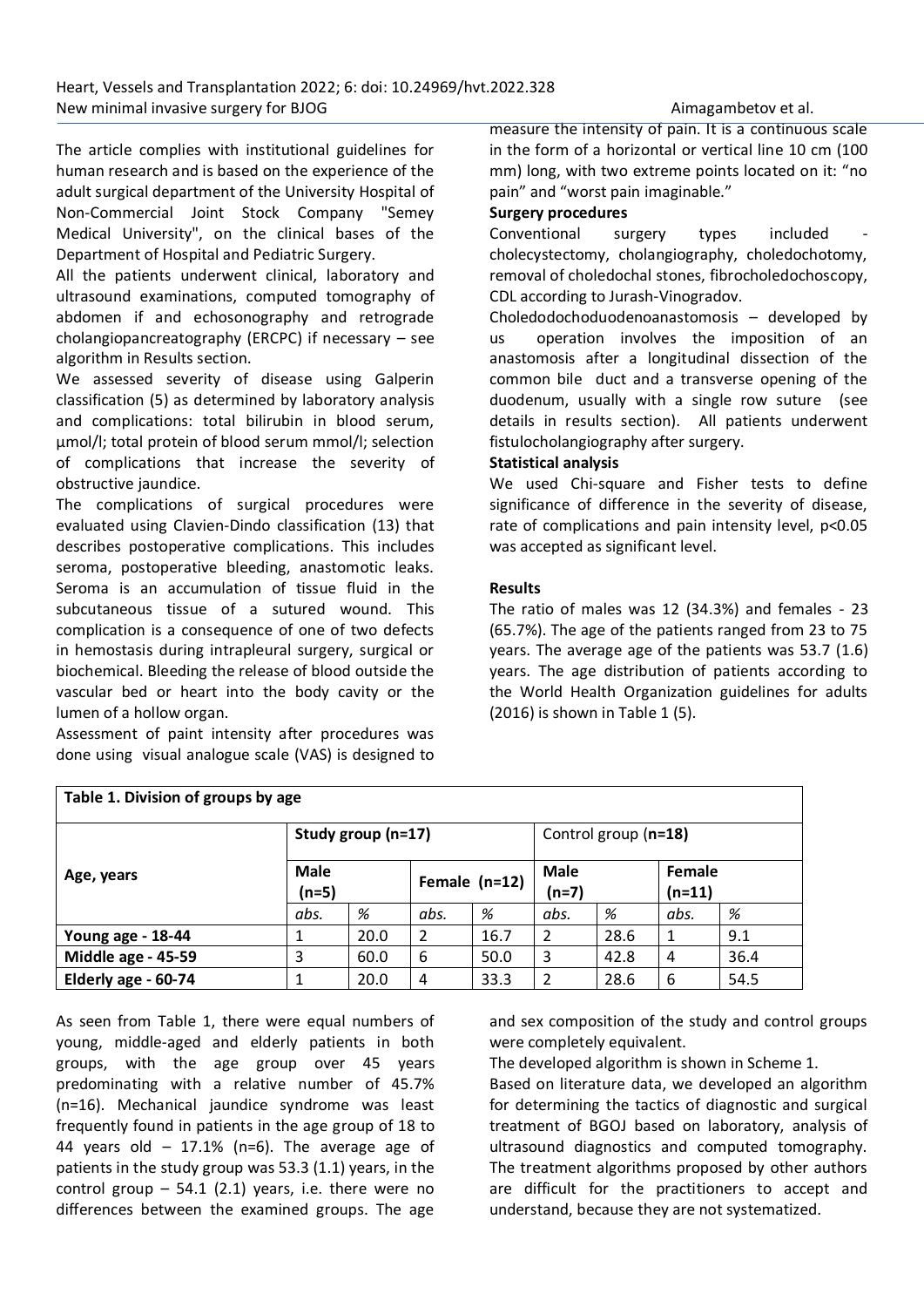The article complies with institutional guidelines for human research and is based on the experience of the adult surgical department of the University Hospital of Non-Commercial Joint Stock Company "Semey Medical University", on the clinical bases of the Department of Hospital and Pediatric Surgery.

All the patients underwent clinical, laboratory and ultrasound examinations, computed tomography of abdomen if and echosonography and retrograde cholangiopancreatography (ERCPC) if necessary – see algorithm in Results section.

We assessed severity of disease using Galperin classification (5) as determined by laboratory analysis and complications: total bilirubin in blood serum, µmol/l; total protein of blood serum mmol/l; selection of complications that increase the severity of obstructive jaundice.

The complications of surgical procedures were evaluated using Clavien-Dindo classification (13) that describes postoperative complications. This includes seroma, postoperative bleeding, anastomotic leaks. Seroma is an accumulation of tissue fluid in the subcutaneous tissue of a sutured wound. This complication is a consequence of one of two defects in hemostasis during intrapleural surgery, surgical or biochemical. Bleeding the release of blood outside the vascular bed or heart into the body cavity or the lumen of a hollow organ.

Assessment of paint intensity after procedures was done using visual analogue scale (VAS) is designed to measure the intensity of pain. It is a continuous scale in the form of a horizontal or vertical line 10 cm (100 mm) long, with two extreme points located on it: "no pain" and "worst pain imaginable."

**Surgery procedures**

Conventional surgery types included - cholecystectomy, cholangiography, choledochotomy, removal of choledochal stones, fibrocholedochoscopy, CDL according to Jurash-Vinogradov.

Choledodochoduodenoanastomosis – developed by us operation involves the imposition of an anastomosis after a longitudinal dissection of the common bile duct and a transverse opening of the duodenum, usually with a single row suture (see details in results section). All patients underwent fistulocholangiography after surgery.

**Statistical analysis**

We used Chi-square and Fisher tests to define significance of difference in the severity of disease, rate of complications and pain intensity level, $p<0.05$ was accepted as significant level.

**Results**

The ratio of males was 12 (34.3%) and females - 23 (65.7%). The age of the patients ranged from 23 to 75 years. The average age of the patients was 53.7 (1.6) years. The age distribution of patients according to the World Health Organization guidelines for adults (2016) is shown in Table 1 (5).

**Table 1. Division of groups by age**

| Age, years | Study group (n=17) | | | | Control group (n=18) | | | |
|---|---|---|---|---|---|---|---|---|
| | Male (n=5) | | Female (n=12) | | Male (n=7) | | Female (n=11) | |
| | abs. | % | abs. | % | abs. | % | abs. | % |
| **Young age - 18-44** | 1 | 20.0 | 2 | 16.7 | 2 | 28.6 | 1 | 9.1 |
| **Middle age - 45-59** | 3 | 60.0 | 6 | 50.0 | 3 | 42.8 | 4 | 36.4 |
| **Elderly age - 60-74** | 1 | 20.0 | 4 | 33.3 | 2 | 28.6 | 6 | 54.5 |

As seen from Table 1, there were equal numbers of young, middle-aged and elderly patients in both groups, with the age group over 45 years predominating with a relative number of 45.7% (n=16). Mechanical jaundice syndrome was least frequently found in patients in the age group of 18 to 44 years old – 17.1% (n=6). The average age of patients in the study group was 53.3 (1.1) years, in the control group – 54.1 (2.1) years, i.e. there were no differences between the examined groups. The age and sex composition of the study and control groups were completely equivalent.

The developed algorithm is shown in Scheme 1.

Based on literature data, we developed an algorithm for determining the tactics of diagnostic and surgical treatment of BGOJ based on laboratory, analysis of ultrasound diagnostics and computed tomography. The treatment algorithms proposed by other authors are difficult for the practitioners to accept and understand, because they are not systematized.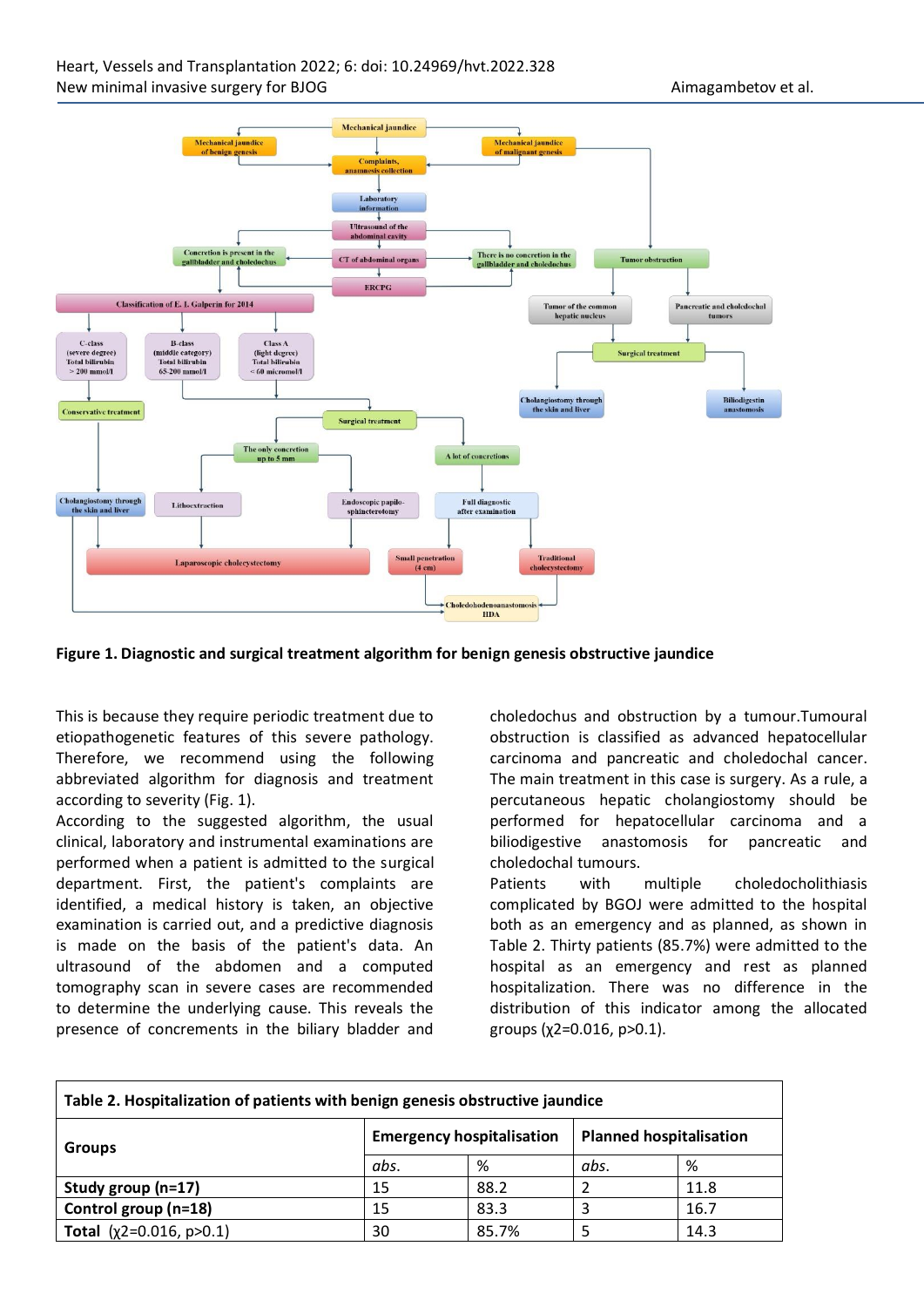**Figure 1. Diagnostic and surgical treatment algorithm for benign genesis obstructive jaundice**

This is because they require periodic treatment due to etiopathogenetic features of this severe pathology. Therefore, we recommend using the following abbreviated algorithm for diagnosis and treatment according to severity (Fig. 1).

According to the suggested algorithm, the usual clinical, laboratory and instrumental examinations are performed when a patient is admitted to the surgical department. First, the patient's complaints are identified, a medical history is taken, an objective examination is carried out, and a predictive diagnosis is made on the basis of the patient's data. An ultrasound of the abdomen and a computed tomography scan in severe cases are recommended to determine the underlying cause. This reveals the presence of concrements in the biliary bladder and choledochus and obstruction by a tumour.Tumoural obstruction is classified as advanced hepatocellular carcinoma and pancreatic and choledochal cancer. The main treatment in this case is surgery. As a rule, a percutaneous hepatic cholangiostomy should be performed for hepatocellular carcinoma and a biliodigestive anastomosis for pancreatic and choledochal tumours.

Patients with multiple choledocholithiasis complicated by BGOJ were admitted to the hospital both as an emergency and as planned, as shown in Table 2. Thirty patients (85.7%) were admitted to the hospital as an emergency and rest as planned hospitalization. There was no difference in the distribution of this indicator among the allocated groups ($\chi2=0.016$, $p>0.1$).

**Table 2. Hospitalization of patients with benign genesis obstructive jaundice**

| Groups | Emergency hospitalisation | | Planned hospitalisation | |
|---|---|---|---|---|
| | *abs.* | % | *abs.* | % |
| **Study group (n=17)** | 15 | 88.2 | 2 | 11.8 |
| **Control group (n=18)** | 15 | 83.3 | 3 | 16.7 |
| **Total** ($\chi2=0.016$, $p>0.1$) | 30 | 85.7% | 5 | 14.3 |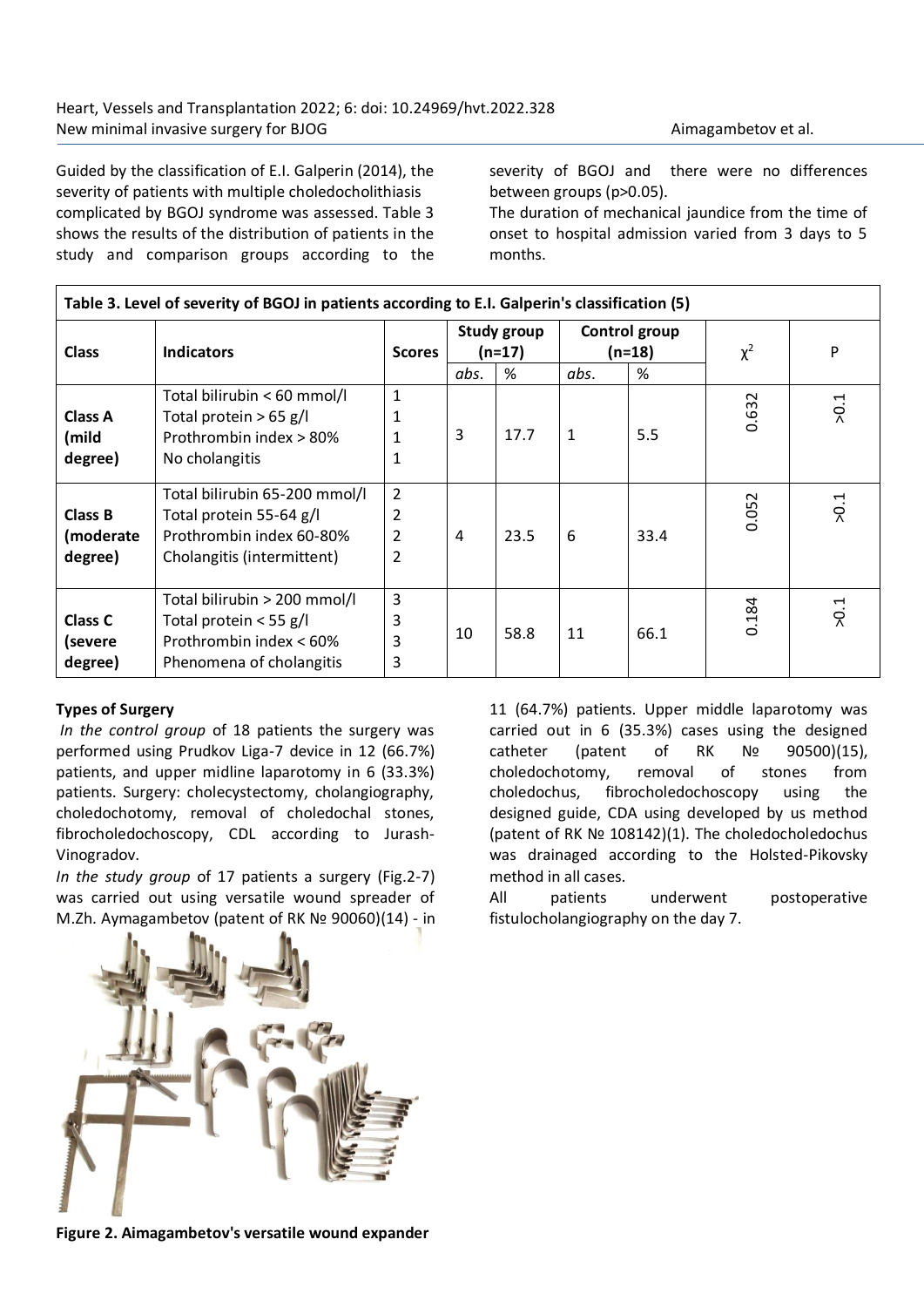Guided by the classification of E.I. Galperin (2014), the severity of patients with multiple choledocholithiasis complicated by BGOJ syndrome was assessed. Table 3 shows the results of the distribution of patients in the study and comparison groups according to the severity of BGOJ and there were no differences between groups (p>0.05).

The duration of mechanical jaundice from the time of onset to hospital admission varied from 3 days to 5 months.

**Table 3. Level of severity of BGOJ in patients according to E.I. Galperin's classification (5)**

| Class | Indicators | Scores | Study group (n=17) | | Control group (n=18) | | $\chi^2$ | P |
|---|---|---|---|---|---|---|---|---|
| | | | *abs.* | % | *abs.* | % | | |
| **Class A (mild degree)** | Total bilirubin < 60 mmol/l<br>Total protein > 65 g/l<br>Prothrombin index > 80%<br>No cholangitis | 1<br>1<br>1<br>1 | 3 | 17.7 | 1 | 5.5 | 0.632 | >0.1 |
| **Class B (moderate degree)** | Total bilirubin 65-200 mmol/l<br>Total protein 55-64 g/l<br>Prothrombin index 60-80%<br>Cholangitis (intermittent) | 2<br>2<br>2<br>2 | 4 | 23.5 | 6 | 33.4 | 0.052 | >0.1 |
| **Class C (severe degree)** | Total bilirubin > 200 mmol/l<br>Total protein < 55 g/l<br>Prothrombin index < 60%<br>Phenomena of cholangitis | 3<br>3<br>3<br>3 | 10 | 58.8 | 11 | 66.1 | 0.184 | >0.1 |

**Types of Surgery**

*In the control group* of 18 patients the surgery was performed using Prudkov Liga-7 device in 12 (66.7%) patients, and upper midline laparotomy in 6 (33.3%) patients. Surgery: cholecystectomy, cholangiography, choledochotomy, removal of choledochal stones, fibrocholedochoscopy, CDL according to Jurash-Vinogradov.

*In the study group* of 17 patients a surgery (Fig.2-7) was carried out using versatile wound spreader of M.Zh. Aymagambetov (patent of RK № 90060)(14) - in 11 (64.7%) patients. Upper middle laparotomy was carried out in 6 (35.3%) cases using the designed catheter (patent of RK № 90500)(15), choledochotomy, removal of stones from choledochus, fibrocholedochoscopy using the designed guide, CDA using developed by us method (patent of RK № 108142)(1). The choledocholedochus was drainaged according to the Holsted-Pikovsky method in all cases.

All patients underwent postoperative fistulocholangiography on the day 7.

**Figure 2. Aimagambetov's versatile wound expander**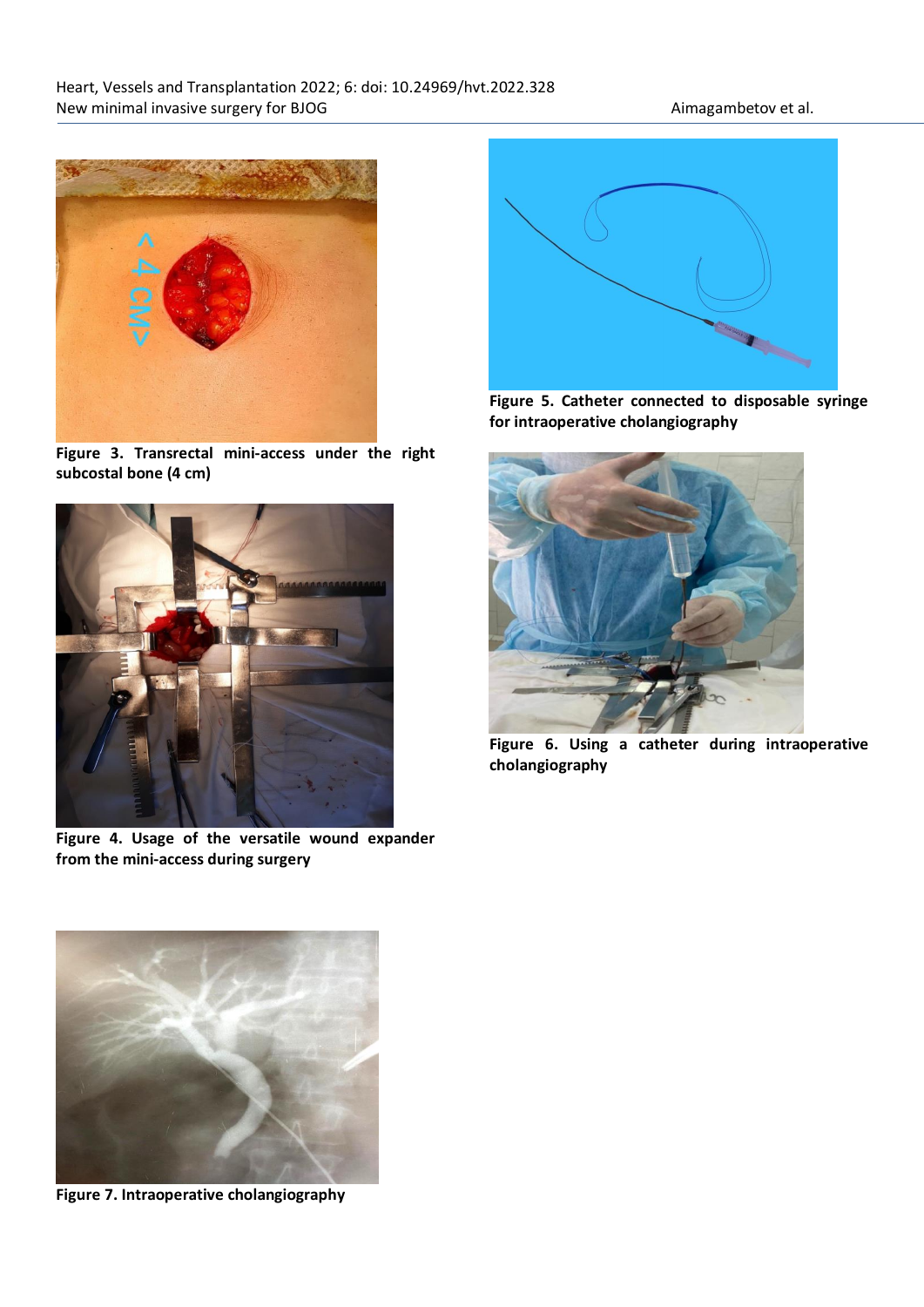Figure 3. Transrectal mini-access under the right subcostal bone (4 cm)

Figure 4. Usage of the versatile wound expander from the mini-access during surgery

Figure 5. Catheter connected to disposable syringe for intraoperative cholangiography

Figure 6. Using a catheter during intraoperative cholangiography

Figure 7. Intraoperative cholangiography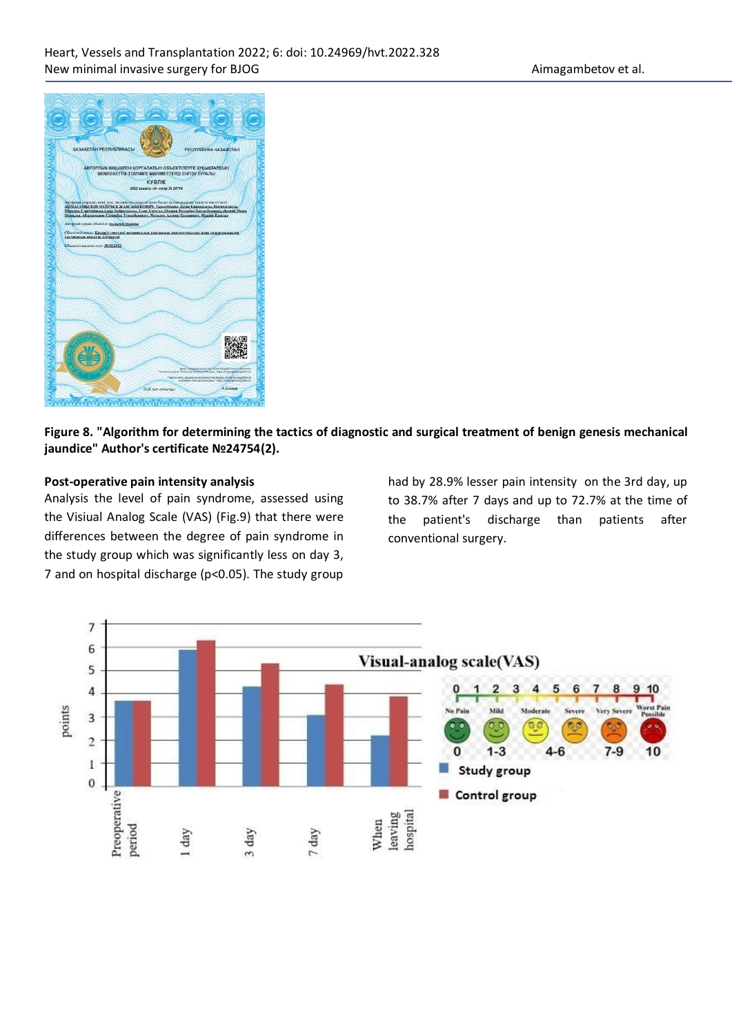**Figure 8. "Algorithm for determining the tactics of diagnostic and surgical treatment of benign genesis mechanical jaundice" Author's certificate №24754(2).**

**Post-operative pain intensity analysis**

Analysis the level of pain syndrome, assessed using the Visiual Analog Scale (VAS) (Fig.9) that there were differences between the degree of pain syndrome in the study group which was significantly less on day 3, 7 and on hospital discharge ($p<0.05$). The study group had by 28.9% lesser pain intensity on the 3rd day, up to 38.7% after 7 days and up to 72.7% at the time of the patient's discharge than patients after conventional surgery.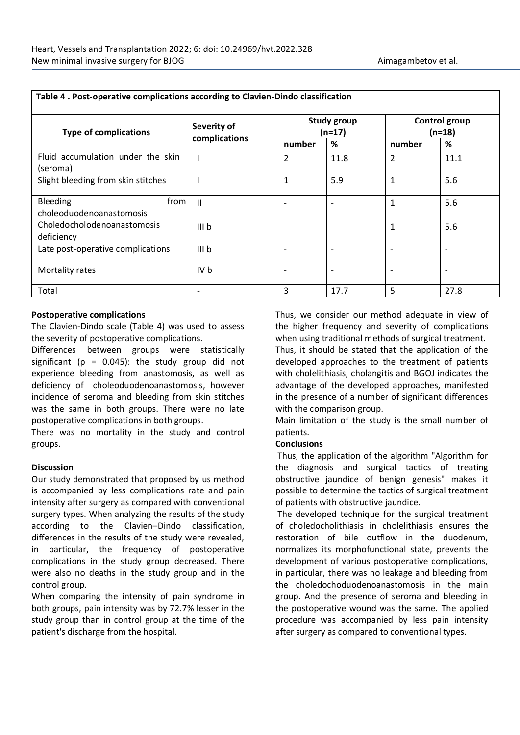**Table 4 . Post-operative complications according to Clavien-Dindo classification**

| Type of complications | Severity of complications | Study group (n=17) | | Control group (n=18) | |
|---|---|---|---|---|---|
| | | number | % | number | % |
| Fluid accumulation under the skin (seroma) | I | 2 | 11.8 | 2 | 11.1 |
| Slight bleeding from skin stitches | I | 1 | 5.9 | 1 | 5.6 |
| Bleeding from choleoduodenoanastomosis | II | - | - | 1 | 5.6 |
| Choledocholodenoanastomosis deficiency | III b | | | 1 | 5.6 |
| Late post-operative complications | III b | - | - | - | - |
| Mortality rates | IV b | - | - | - | - |
| Total | - | 3 | 17.7 | 5 | 27.8 |

**Postoperative complications**

The Clavien-Dindo scale (Table 4) was used to assess the severity of postoperative complications.

Differences between groups were statistically significant ($p = 0.045$): the study group did not experience bleeding from anastomosis, as well as deficiency of choleoduodenoanastomosis, however incidence of seroma and bleeding from skin stitches was the same in both groups. There were no late postoperative complications in both groups.

There was no mortality in the study and control groups.

**Discussion**

Our study demonstrated that proposed by us method is accompanied by less complications rate and pain intensity after surgery as compared with conventional surgery types. When analyzing the results of the study according to the Clavien–Dindo classification, differences in the results of the study were revealed, in particular, the frequency of postoperative complications in the study group decreased. There were also no deaths in the study group and in the control group.

When comparing the intensity of pain syndrome in both groups, pain intensity was by 72.7% lesser in the study group than in control group at the time of the patient's discharge from the hospital.

Thus, we consider our method adequate in view of the higher frequency and severity of complications when using traditional methods of surgical treatment.

Thus, it should be stated that the application of the developed approaches to the treatment of patients with cholelithiasis, cholangitis and BGOJ indicates the advantage of the developed approaches, manifested in the presence of a number of significant differences with the comparison group.

Main limitation of the study is the small number of patients.

**Conclusions**

Thus, the application of the algorithm "Algorithm for the diagnosis and surgical tactics of treating obstructive jaundice of benign genesis" makes it possible to determine the tactics of surgical treatment of patients with obstructive jaundice.

The developed technique for the surgical treatment of choledocholithiasis in cholelithiasis ensures the restoration of bile outflow in the duodenum, normalizes its morphofunctional state, prevents the development of various postoperative complications, in particular, there was no leakage and bleeding from the choledochoduodenoanastomosis in the main group. And the presence of seroma and bleeding in the postoperative wound was the same. The applied procedure was accompanied by less pain intensity after surgery as compared to conventional types.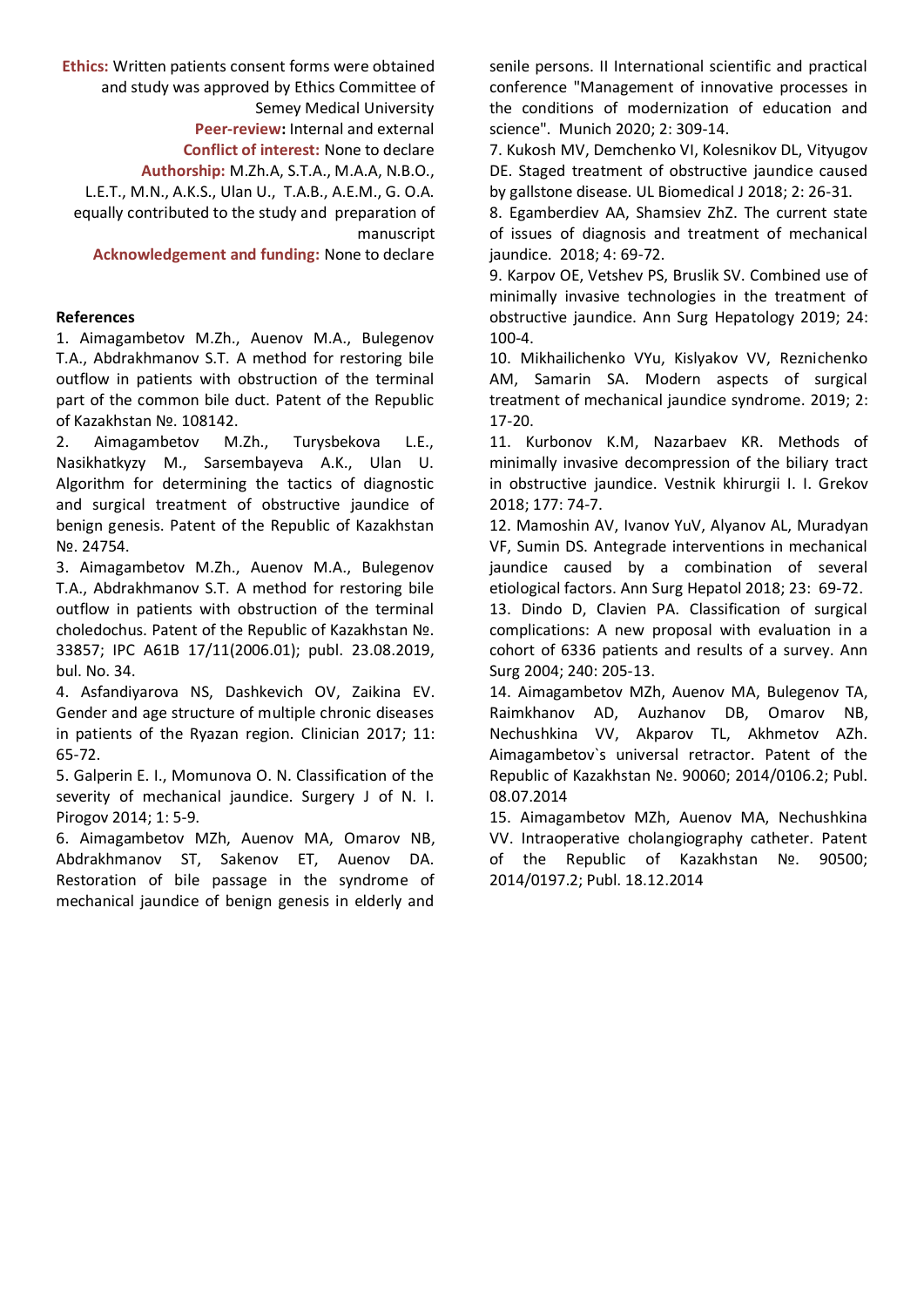**Ethics:** Written patients consent forms were obtained and study was approved by Ethics Committee of Semey Medical University

**Peer-review:** Internal and external

**Conflict of interest:** None to declare

**Authorship:** M.Zh.A, S.T.A., M.A.A, N.B.O., L.E.T., M.N., A.K.S., Ulan U., T.A.B., A.E.M., G. O.A. equally contributed to the study and preparation of manuscript

**Acknowledgement and funding:** None to declare

## References

1. Aimagambetov M.Zh., Auenov M.A., Bulegenov T.A., Abdrakhmanov S.T. A method for restoring bile outflow in patients with obstruction of the terminal part of the common bile duct. Patent of the Republic of Kazakhstan №. 108142.
2. Aimagambetov M.Zh., Turysbekova L.E., Nasikhatkyzy M., Sarsembayeva A.K., Ulan U. Algorithm for determining the tactics of diagnostic and surgical treatment of obstructive jaundice of benign genesis. Patent of the Republic of Kazakhstan №. 24754.
3. Aimagambetov M.Zh., Auenov M.A., Bulegenov T.A., Abdrakhmanov S.T. A method for restoring bile outflow in patients with obstruction of the terminal choledochus. Patent of the Republic of Kazakhstan №. 33857; IPC A61B 17/11(2006.01); publ. 23.08.2019, bul. No. 34.
4. Asfandiyarova NS, Dashkevich OV, Zaikina EV. Gender and age structure of multiple chronic diseases in patients of the Ryazan region. Clinician 2017; 11: 65-72.
5. Galperin E. I., Momunova O. N. Classification of the severity of mechanical jaundice. Surgery J of N. I. Pirogov 2014; 1: 5-9.
6. Aimagambetov MZh, Auenov MA, Omarov NB, Abdrakhmanov ST, Sakenov ET, Auenov DA. Restoration of bile passage in the syndrome of mechanical jaundice of benign genesis in elderly and senile persons. II International scientific and practical conference "Management of innovative processes in the conditions of modernization of education and science". Munich 2020; 2: 309-14.
7. Kukosh MV, Demchenko VI, Kolesnikov DL, Vityugov DE. Staged treatment of obstructive jaundice caused by gallstone disease. UL Biomedical J 2018; 2: 26-31.
8. Egamberdiev AA, Shamsiev ZhZ. The current state of issues of diagnosis and treatment of mechanical jaundice. 2018; 4: 69-72.
9. Karpov OE, Vetshev PS, Bruslik SV. Combined use of minimally invasive technologies in the treatment of obstructive jaundice. Ann Surg Hepatology 2019; 24: 100-4.
10. Mikhailichenko VYu, Kislyakov VV, Reznichenko AM, Samarin SA. Modern aspects of surgical treatment of mechanical jaundice syndrome. 2019; 2: 17-20.
11. Kurbonov K.M, Nazarbaev KR. Methods of minimally invasive decompression of the biliary tract in obstructive jaundice. Vestnik khirurgii I. I. Grekov 2018; 177: 74-7.
12. Mamoshin AV, Ivanov YuV, Alyanov AL, Muradyan VF, Sumin DS. Antegrade interventions in mechanical jaundice caused by a combination of several etiological factors. Ann Surg Hepatol 2018; 23: 69-72.
13. Dindo D, Clavien PA. Classification of surgical complications: A new proposal with evaluation in a cohort of 6336 patients and results of a survey. Ann Surg 2004; 240: 205-13.
14. Aimagambetov MZh, Auenov MA, Bulegenov TA, Raimkhanov AD, Auzhanov DB, Omarov NB, Nechushkina VV, Akparov TL, Akhmetov AZh. Aimagambetov`s universal retractor. Patent of the Republic of Kazakhstan №. 90060; 2014/0106.2; Publ. 08.07.2014
15. Aimagambetov MZh, Auenov MA, Nechushkina VV. Intraoperative cholangiography catheter. Patent of the Republic of Kazakhstan №. 90500; 2014/0197.2; Publ. 18.12.2014